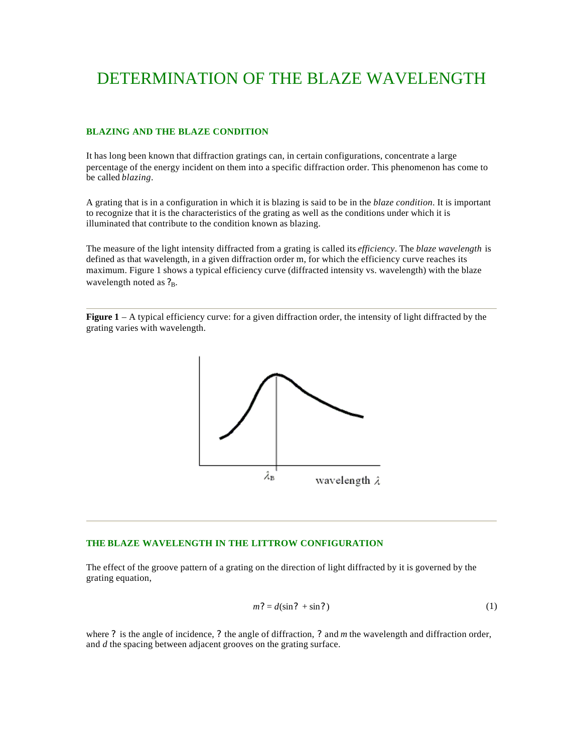# DETERMINATION OF THE BLAZE WAVELENGTH

### BLAZING AND THE BLAZE CONDITION

It has long been known that diffraction gratings can, in certain configurations, concentrate a large percentage of the energy incident on them into a specific diffraction order. This phenomenon has come to be called *blazing*.

A grating that is in a configuration in which it is blazing is said to be in the *blaze condition*. It is important to recognize that it is the characteristics of the grating as well as the conditions under which it is illuminated that contribute to the condition known as blazing.

The measure of the light intensity diffracted from a grating is called its *efficiency*. The *blaze wavelength* is defined as that wavelength, in a given diffraction order m, for which the efficiency curve reaches its maximum. Figure 1 shows a typical efficiency curve (diffracted intensity vs. wavelength) with the blaze wavelength noted as $?_B$.

---

**Figure 1** – A typical efficiency curve: for a given diffraction order, the intensity of light diffracted by the grating varies with wavelength.

---

### THE BLAZE WAVELENGTH IN THE LITTROW CONFIGURATION

The effect of the groove pattern of a grating on the direction of light diffracted by it is governed by the grating equation,

$$m? = d(\sin ? + \sin ?) \tag{1}$$

where ? is the angle of incidence, ? the angle of diffraction, ? and *m* the wavelength and diffraction order, and *d* the spacing between adjacent grooves on the grating surface.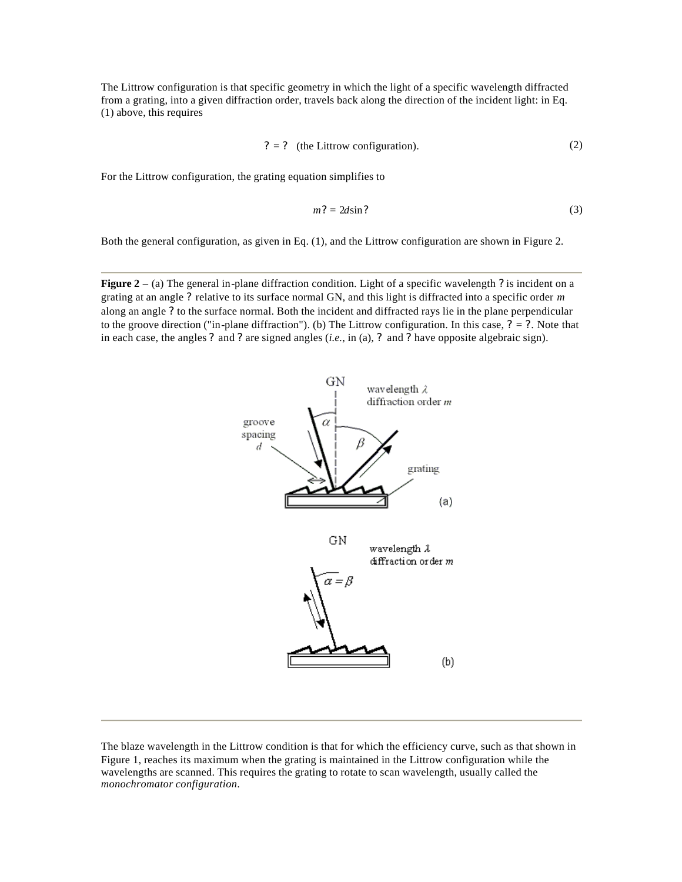The Littrow configuration is that specific geometry in which the light of a specific wavelength diffracted from a grating, into a given diffraction order, travels back along the direction of the incident light: in Eq. (1) above, this requires

$$\alpha = \beta \quad \text{(the Littrow configuration).} \tag{2}$$

For the Littrow configuration, the grating equation simplifies to

$$m\lambda = 2d\sin\alpha \tag{3}$$

Both the general configuration, as given in Eq. (1), and the Littrow configuration are shown in Figure 2.

**Figure 2** – (a) The general in-plane diffraction condition. Light of a specific wavelength $\lambda$ is incident on a grating at an angle $\alpha$ relative to its surface normal GN, and this light is diffracted into a specific order $m$ along an angle $\beta$ to the surface normal. Both the incident and diffracted rays lie in the plane perpendicular to the groove direction ("in-plane diffraction"). (b) The Littrow configuration. In this case, $\alpha = \beta$. Note that in each case, the angles $\alpha$ and $\beta$ are signed angles (*i.e.*, in (a), $\alpha$ and $\beta$ have opposite algebraic sign).

The blaze wavelength in the Littrow condition is that for which the efficiency curve, such as that shown in Figure 1, reaches its maximum when the grating is maintained in the Littrow configuration while the wavelengths are scanned. This requires the grating to rotate to scan wavelength, usually called the *monochromator configuration*.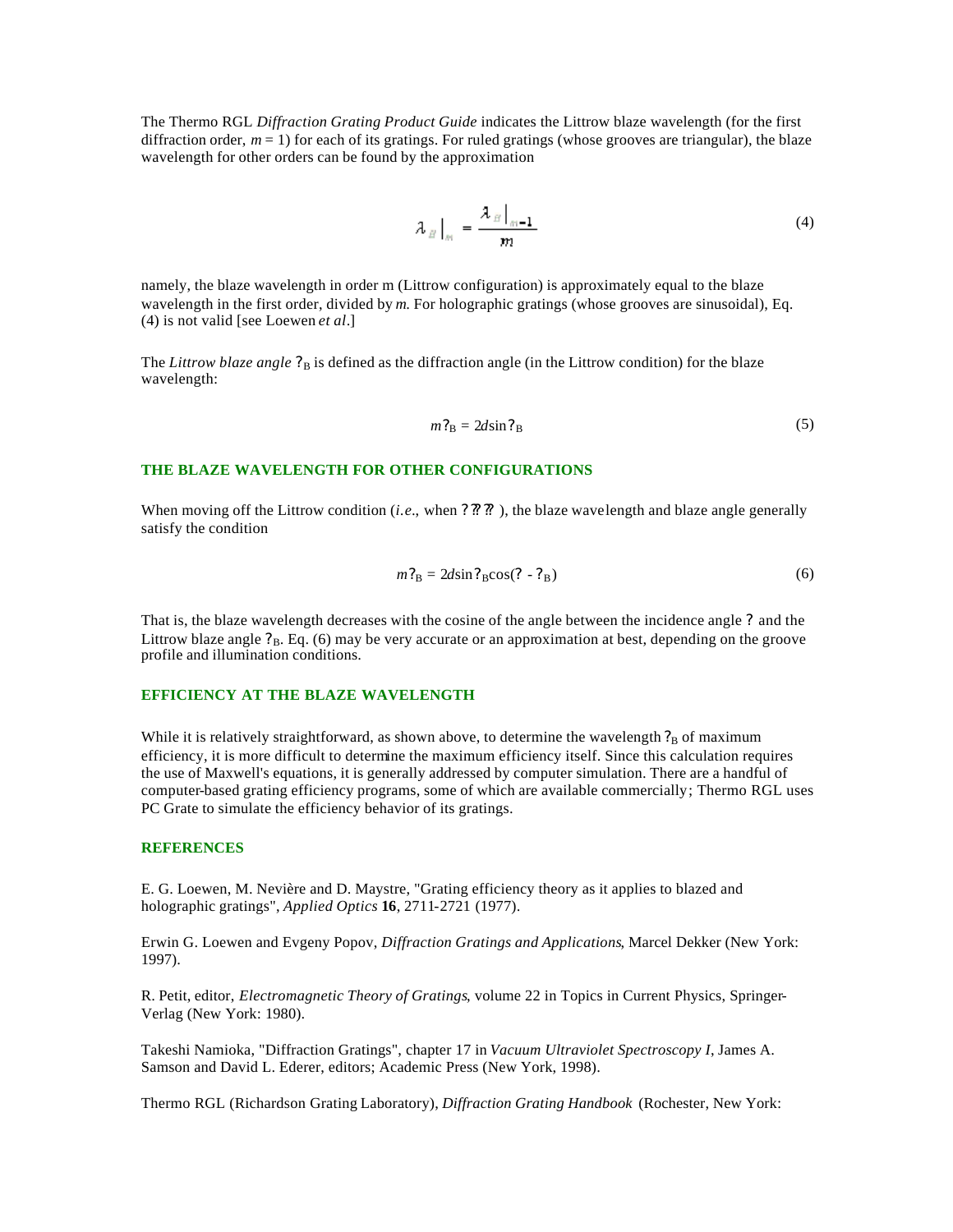The Thermo RGL *Diffraction Grating Product Guide* indicates the Littrow blaze wavelength (for the first diffraction order, $m = 1$) for each of its gratings. For ruled gratings (whose grooves are triangular), the blaze wavelength for other orders can be found by the approximation

$$\lambda_B\big|_m = \frac{\lambda_B\big|_{m=1}}{m} \tag{4}$$

namely, the blaze wavelength in order m (Littrow configuration) is approximately equal to the blaze wavelength in the first order, divided by *m*. For holographic gratings (whose grooves are sinusoidal), Eq. (4) is not valid [see Loewen *et al*.]

The *Littrow blaze angle* $\theta_B$ is defined as the diffraction angle (in the Littrow condition) for the blaze wavelength:

$$m\lambda_B = 2d\sin\theta_B \tag{5}$$

## THE BLAZE WAVELENGTH FOR OTHER CONFIGURATIONS

When moving off the Littrow condition (*i.e.*, when $\alpha \neq \beta$), the blaze wavelength and blaze angle generally satisfy the condition

$$m\lambda_B = 2d\sin\theta_B\cos(\alpha - \theta_B) \tag{6}$$

That is, the blaze wavelength decreases with the cosine of the angle between the incidence angle $\alpha$ and the Littrow blaze angle $\theta_B$. Eq. (6) may be very accurate or an approximation at best, depending on the groove profile and illumination conditions.

## EFFICIENCY AT THE BLAZE WAVELENGTH

While it is relatively straightforward, as shown above, to determine the wavelength $\lambda_B$ of maximum efficiency, it is more difficult to determine the maximum efficiency itself. Since this calculation requires the use of Maxwell's equations, it is generally addressed by computer simulation. There are a handful of computer-based grating efficiency programs, some of which are available commercially; Thermo RGL uses PC Grate to simulate the efficiency behavior of its gratings.

## REFERENCES

E. G. Loewen, M. Nevière and D. Maystre, "Grating efficiency theory as it applies to blazed and holographic gratings", *Applied Optics* **16**, 2711-2721 (1977).

Erwin G. Loewen and Evgeny Popov, *Diffraction Gratings and Applications*, Marcel Dekker (New York: 1997).

R. Petit, editor, *Electromagnetic Theory of Gratings*, volume 22 in Topics in Current Physics, Springer-Verlag (New York: 1980).

Takeshi Namioka, "Diffraction Gratings", chapter 17 in *Vacuum Ultraviolet Spectroscopy I*, James A. Samson and David L. Ederer, editors; Academic Press (New York, 1998).

Thermo RGL (Richardson Grating Laboratory), *Diffraction Grating Handbook* (Rochester, New York: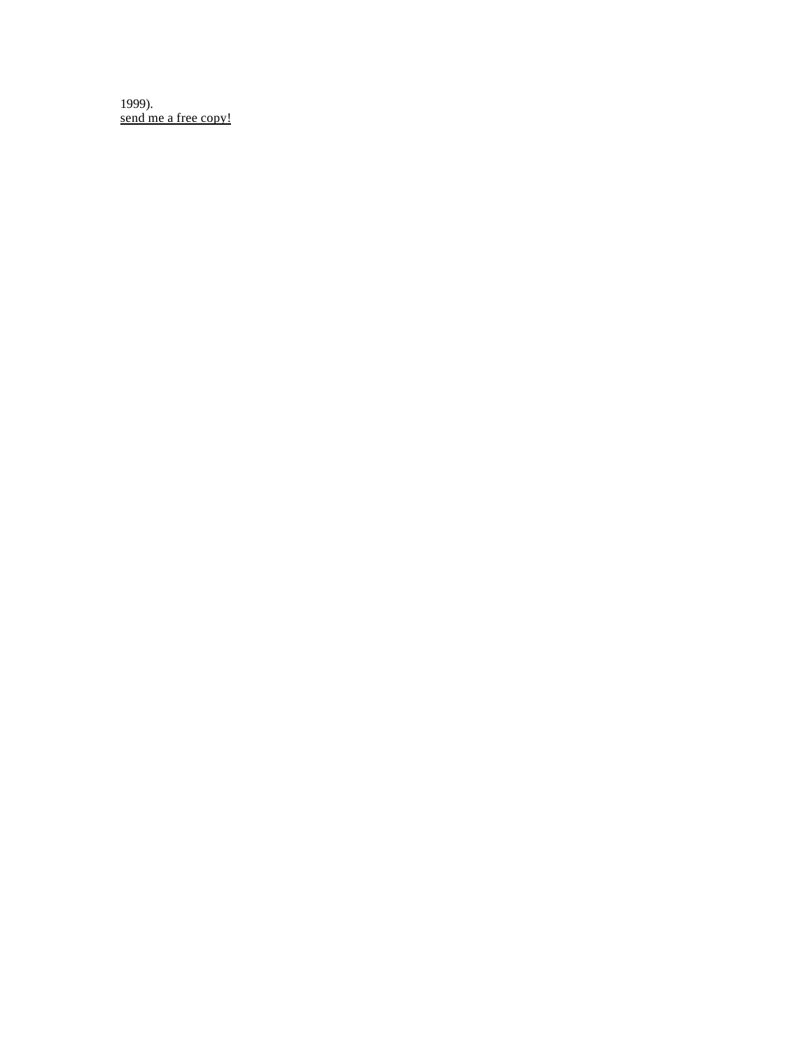1999).
send me a free copy!